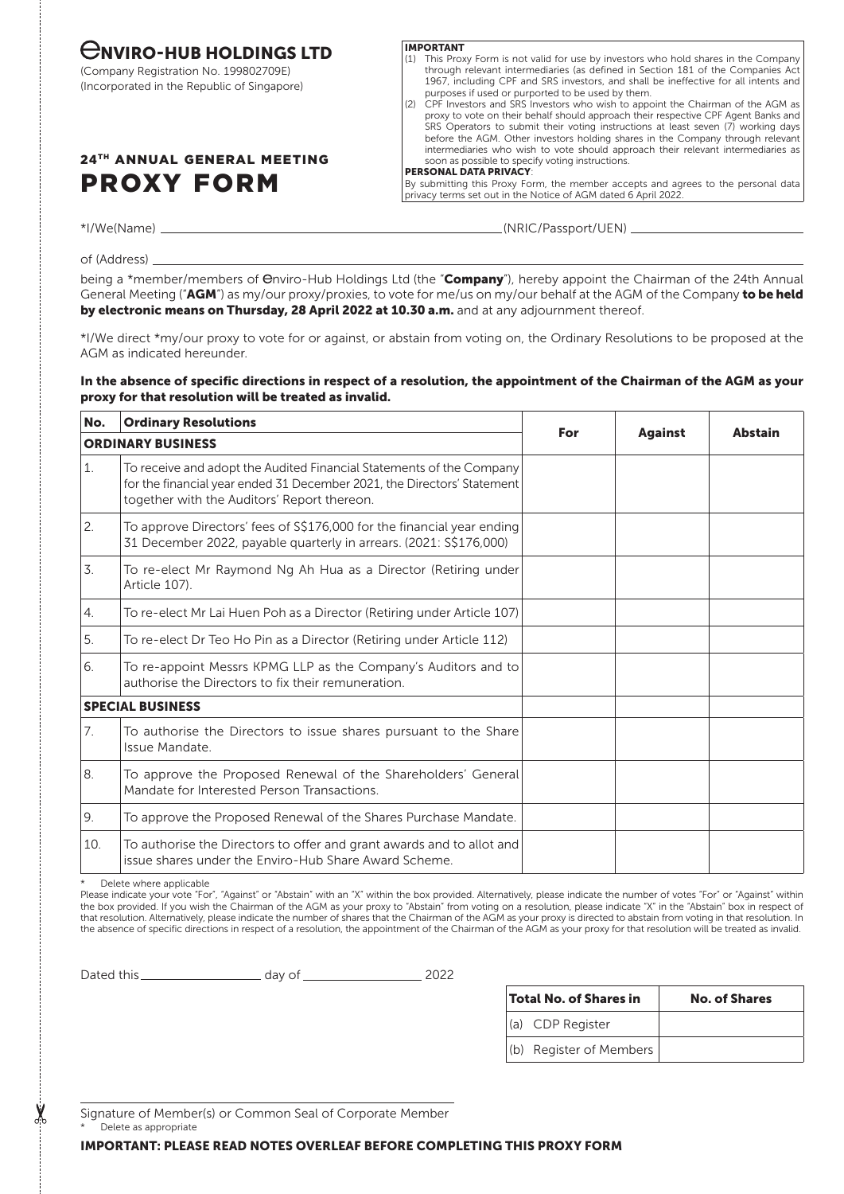# ENVIRO-HUB HOLDINGS LTD

(Company Registration No. 199802709E)
(Incorporated in the Republic of Singapore)

**IMPORTANT**

(1) This Proxy Form is not valid for use by investors who hold shares in the Company through relevant intermediaries (as defined in Section 181 of the Companies Act 1967, including CPF and SRS investors, and shall be ineffective for all intents and purposes if used or purported to be used by them.

(2) CPF Investors and SRS Investors who wish to appoint the Chairman of the AGM as proxy to vote on their behalf should approach their respective CPF Agent Banks and SRS Operators to submit their voting instructions at least seven (7) working days before the AGM. Other investors holding shares in the Company through relevant intermediaries who wish to vote should approach their relevant intermediaries as soon as possible to specify voting instructions.

**PERSONAL DATA PRIVACY**:

By submitting this Proxy Form, the member accepts and agrees to the personal data privacy terms set out in the Notice of AGM dated 6 April 2022.

## 24TH ANNUAL GENERAL MEETING

# PROXY FORM

*I/We(Name) ______________________ (NRIC/Passport/UEN) ______________________

of (Address) ______________________

being a *member/members of Enviro-Hub Holdings Ltd (the "**Company**"), hereby appoint the Chairman of the 24th Annual General Meeting ("**AGM**") as my/our proxy/proxies, to vote for me/us on my/our behalf at the AGM of the Company **to be held by electronic means on Thursday, 28 April 2022 at 10.30 a.m.** and at any adjournment thereof.

*I/We direct *my/our proxy to vote for or against, or abstain from voting on, the Ordinary Resolutions to be proposed at the AGM as indicated hereunder.

**In the absence of specific directions in respect of a resolution, the appointment of the Chairman of the AGM as your proxy for that resolution will be treated as invalid.**

| No. | Ordinary Resolutions | For | Against | Abstain |
|---|---|---|---|---|
| **ORDINARY BUSINESS** | | | | |
| 1. | To receive and adopt the Audited Financial Statements of the Company for the financial year ended 31 December 2021, the Directors' Statement together with the Auditors' Report thereon. | | | |
| 2. | To approve Directors' fees of S$176,000 for the financial year ending 31 December 2022, payable quarterly in arrears. (2021: S$176,000) | | | |
| 3. | To re-elect Mr Raymond Ng Ah Hua as a Director (Retiring under Article 107). | | | |
| 4. | To re-elect Mr Lai Huen Poh as a Director (Retiring under Article 107) | | | |
| 5. | To re-elect Dr Teo Ho Pin as a Director (Retiring under Article 112) | | | |
| 6. | To re-appoint Messrs KPMG LLP as the Company's Auditors and to authorise the Directors to fix their remuneration. | | | |
| **SPECIAL BUSINESS** | | | | |
| 7. | To authorise the Directors to issue shares pursuant to the Share Issue Mandate. | | | |
| 8. | To approve the Proposed Renewal of the Shareholders' General Mandate for Interested Person Transactions. | | | |
| 9. | To approve the Proposed Renewal of the Shares Purchase Mandate. | | | |
| 10. | To authorise the Directors to offer and grant awards and to allot and issue shares under the Enviro-Hub Share Award Scheme. | | | |

\* Delete where applicable

Please indicate your vote "For", "Against" or "Abstain" with an "X" within the box provided. Alternatively, please indicate the number of votes "For" or "Against" within the box provided. If you wish the Chairman of the AGM as your proxy to "Abstain" from voting on a resolution, please indicate "X" in the "Abstain" box in respect of that resolution. Alternatively, please indicate the number of shares that the Chairman of the AGM as your proxy is directed to abstain from voting in that resolution. In the absence of specific directions in respect of a resolution, the appointment of the Chairman of the AGM as your proxy for that resolution will be treated as invalid.

Dated this ______________ day of ______________ 2022

| Total No. of Shares in | No. of Shares |
|---|---|
| (a) CDP Register | |
| (b) Register of Members | |

______________________________

Signature of Member(s) or Common Seal of Corporate Member

\* Delete as appropriate

**IMPORTANT: PLEASE READ NOTES OVERLEAF BEFORE COMPLETING THIS PROXY FORM**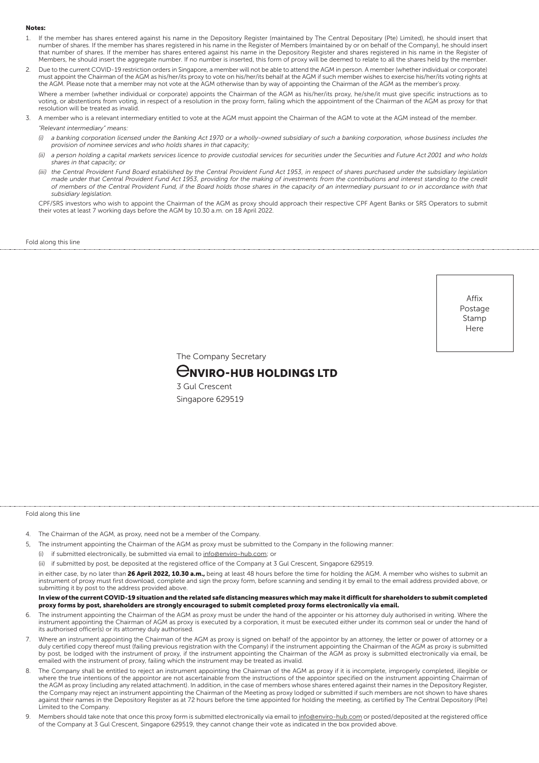**Notes:**

1. If the member has shares entered against his name in the Depository Register (maintained by The Central Depositary (Pte) Limited), he should insert that number of shares. If the member has shares registered in his name in the Register of Members (maintained by or on behalf of the Company), he should insert that number of shares. If the member has shares entered against his name in the Depository Register and shares registered in his name in the Register of Members, he should insert the aggregate number. If no number is inserted, this form of proxy will be deemed to relate to all the shares held by the member.
2. Due to the current COVID-19 restriction orders in Singapore, a member will not be able to attend the AGM in person. A member (whether individual or corporate) must appoint the Chairman of the AGM as his/her/its proxy to vote on his/her/its behalf at the AGM if such member wishes to exercise his/her/its voting rights at the AGM. Please note that a member may not vote at the AGM otherwise than by way of appointing the Chairman of the AGM as the member's proxy.

   Where a member (whether individual or corporate) appoints the Chairman of the AGM as his/her/its proxy, he/she/it must give specific instructions as to voting, or abstentions from voting, in respect of a resolution in the proxy form, failing which the appointment of the Chairman of the AGM as proxy for that resolution will be treated as invalid.
3. A member who is a relevant intermediary entitled to vote at the AGM must appoint the Chairman of the AGM to vote at the AGM instead of the member.

   *"Relevant intermediary" means:*

   *(i) a banking corporation licensed under the Banking Act 1970 or a wholly-owned subsidiary of such a banking corporation, whose business includes the provision of nominee services and who holds shares in that capacity;*

   *(ii) a person holding a capital markets services licence to provide custodial services for securities under the Securities and Future Act 2001 and who holds shares in that capacity; or*

   *(iii) the Central Provident Fund Board established by the Central Provident Fund Act 1953, in respect of shares purchased under the subsidiary legislation made under that Central Provident Fund Act 1953, providing for the making of investments from the contributions and interest standing to the credit of members of the Central Provident Fund, if the Board holds those shares in the capacity of an intermediary pursuant to or in accordance with that subsidiary legislation.*

   CPF/SRS investors who wish to appoint the Chairman of the AGM as proxy should approach their respective CPF Agent Banks or SRS Operators to submit their votes at least 7 working days before the AGM by 10.30 a.m. on 18 April 2022.

Fold along this line

Affix Postage Stamp Here

The Company Secretary

**ENVIRO-HUB HOLDINGS LTD**

3 Gul Crescent

Singapore 629519

Fold along this line

4. The Chairman of the AGM, as proxy, need not be a member of the Company.
5. The instrument appointing the Chairman of the AGM as proxy must be submitted to the Company in the following manner:

   (i) if submitted electronically, be submitted via email to info@enviro-hub.com; or

   (ii) if submitted by post, be deposited at the registered office of the Company at 3 Gul Crescent, Singapore 629519.

   in either case, by no later than **26 April 2022, 10.30 a.m.,** being at least 48 hours before the time for holding the AGM. A member who wishes to submit an instrument of proxy must first download, complete and sign the proxy form, before scanning and sending it by email to the email address provided above, or submitting it by post to the address provided above.

   **In view of the current COVID-19 situation and the related safe distancing measures which may make it difficult for shareholders to submit completed proxy forms by post, shareholders are strongly encouraged to submit completed proxy forms electronically via email.**
6. The instrument appointing the Chairman of the AGM as proxy must be under the hand of the appointer or his attorney duly authorised in writing. Where the instrument appointing the Chairman of AGM as proxy is executed by a corporation, it must be executed either under its common seal or under the hand of its authorised officer(s) or its attorney duly authorised.
7. Where an instrument appointing the Chairman of the AGM as proxy is signed on behalf of the appointor by an attorney, the letter or power of attorney or a duly certified copy thereof must (failing previous registration with the Company) if the instrument appointing the Chairman of the AGM as proxy is submitted by post, be lodged with the instrument of proxy, if the instrument appointing the Chairman of the AGM as proxy is submitted electronically via email, be emailed with the instrument of proxy, failing which the instrument may be treated as invalid.
8. The Company shall be entitled to reject an instrument appointing the Chairman of the AGM as proxy if it is incomplete, improperly completed, illegible or where the true intentions of the appointor are not ascertainable from the instructions of the appointor specified on the instrument appointing Chairman of the AGM as proxy (including any related attachment). In addition, in the case of members whose shares entered against their names in the Depository Register, the Company may reject an instrument appointing the Chairman of the Meeting as proxy lodged or submitted if such members are not shown to have shares against their names in the Depository Register as at 72 hours before the time appointed for holding the meeting, as certified by The Central Depository (Pte) Limited to the Company.
9. Members should take note that once this proxy form is submitted electronically via email to info@enviro-hub.com or posted/deposited at the registered office of the Company at 3 Gul Crescent, Singapore 629519, they cannot change their vote as indicated in the box provided above.